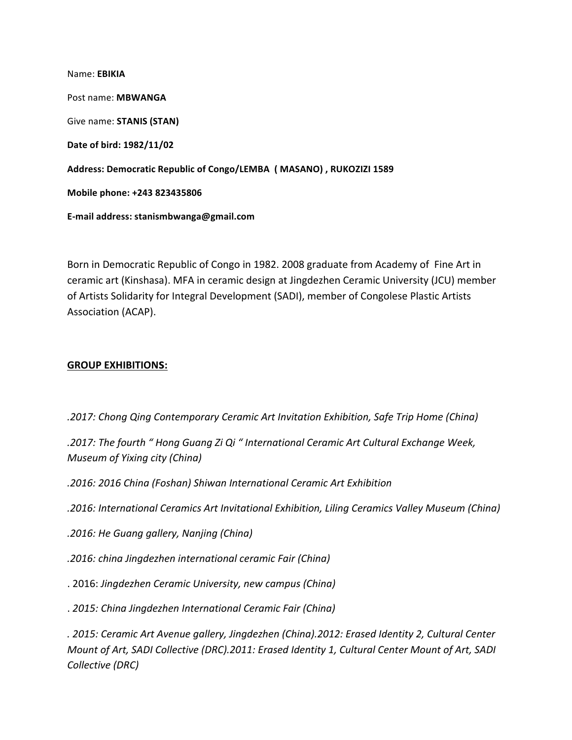Name: **EBIKIA**

Post name: **MBWANGA**

Give name: **STANIS (STAN)**

**Date of bird: 1982/11/02**

**Address: Democratic Republic of Congo/LEMBA ( MASANO) , RUKOZIZI 1589**

**Mobile phone: +243 823435806**

**E-mail address: stanismbwanga@gmail.com**

Born in Democratic Republic of Congo in 1982. 2008 graduate from Academy of Fine Art in ceramic art (Kinshasa). MFA in ceramic design at Jingdezhen Ceramic University (JCU) member of Artists Solidarity for Integral Development (SADI), member of Congolese Plastic Artists Association (ACAP).

## <u>GROUP EXHIBITIONS:</u>

*.2017: Chong Qing Contemporary Ceramic Art Invitation Exhibition, Safe Trip Home (China)*

*.2017: The fourth " Hong Guang Zi Qi " International Ceramic Art Cultural Exchange Week, Museum of Yixing city (China)*

*.2016: 2016 China (Foshan) Shiwan International Ceramic Art Exhibition*

*.2016: International Ceramics Art Invitational Exhibition, Liling Ceramics Valley Museum (China)*

*.2016: He Guang gallery, Nanjing (China)*

*.2016: china Jingdezhen international ceramic Fair (China)*

. 2016: *Jingdezhen Ceramic University, new campus (China)*

*. 2015: China Jingdezhen International Ceramic Fair (China)*

*. 2015: Ceramic Art Avenue gallery, Jingdezhen (China).2012: Erased Identity 2, Cultural Center Mount of Art, SADI Collective (DRC).2011: Erased Identity 1, Cultural Center Mount of Art, SADI Collective (DRC)*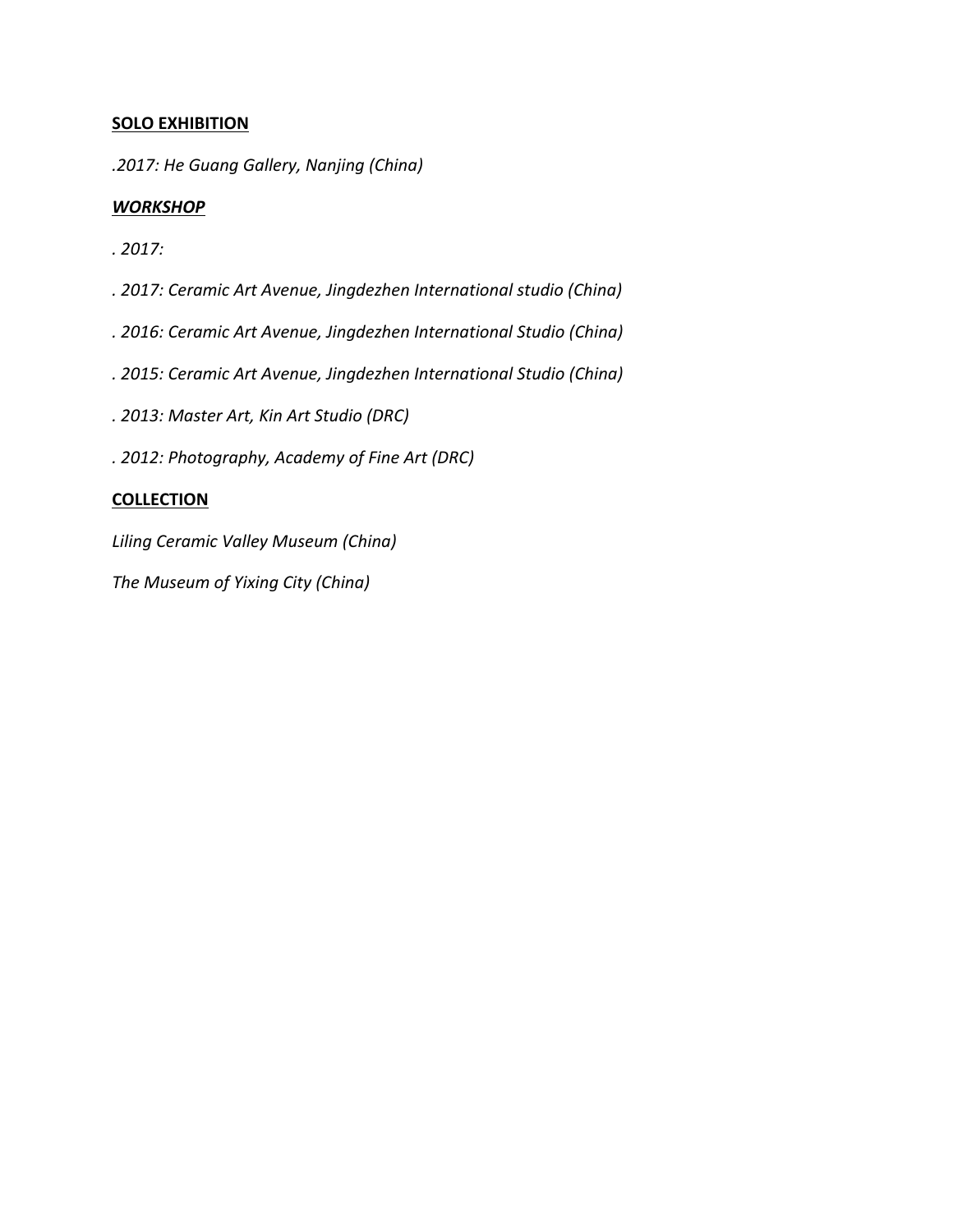**SOLO EXHIBITION**

*.2017: He Guang Gallery, Nanjing (China)*

***WORKSHOP***

*. 2017:*

*. 2017: Ceramic Art Avenue, Jingdezhen International studio (China)*

*. 2016: Ceramic Art Avenue, Jingdezhen International Studio (China)*

*. 2015: Ceramic Art Avenue, Jingdezhen International Studio (China)*

*. 2013: Master Art, Kin Art Studio (DRC)*

*. 2012: Photography, Academy of Fine Art (DRC)*

**COLLECTION**

*Liling Ceramic Valley Museum (China)*

*The Museum of Yixing City (China)*